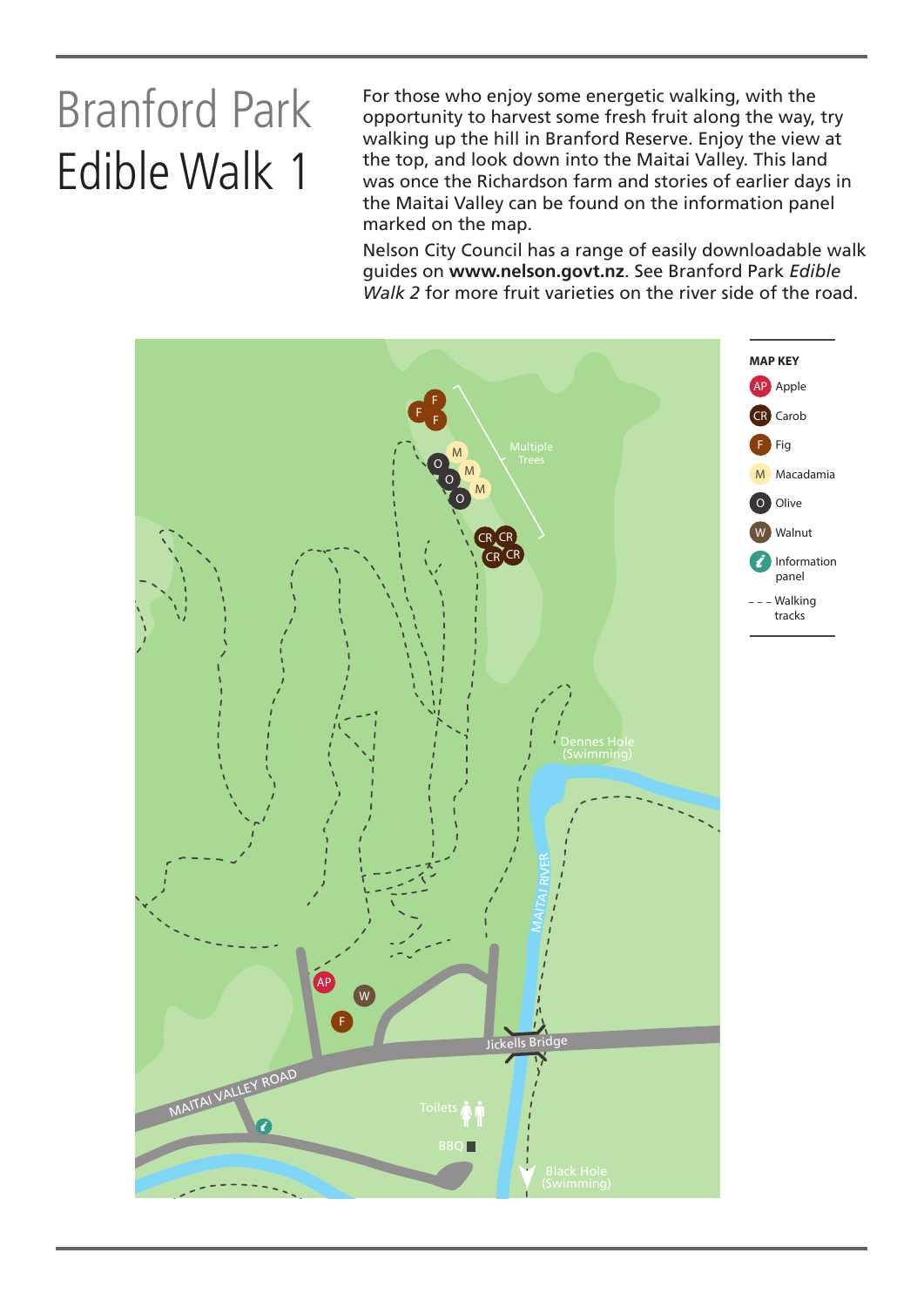# Branford Park
# Edible Walk 1

For those who enjoy some energetic walking, with the opportunity to harvest some fresh fruit along the way, try walking up the hill in Branford Reserve. Enjoy the view at the top, and look down into the Maitai Valley. This land was once the Richardson farm and stories of earlier days in the Maitai Valley can be found on the information panel marked on the map.

Nelson City Council has a range of easily downloadable walk guides on **www.nelson.govt.nz**. See Branford Park *Edible Walk 2* for more fruit varieties on the river side of the road.

**MAP KEY**

- AP Apple
- CR Carob
- F Fig
- M Macadamia
- O Olive
- W Walnut
- Information panel
- Walking tracks

Multiple Trees

Dennes Hole (Swimming)

MAITAI RIVER

Jickells Bridge

MAITAI VALLEY ROAD

Toilets

BBQ

Black Hole (Swimming)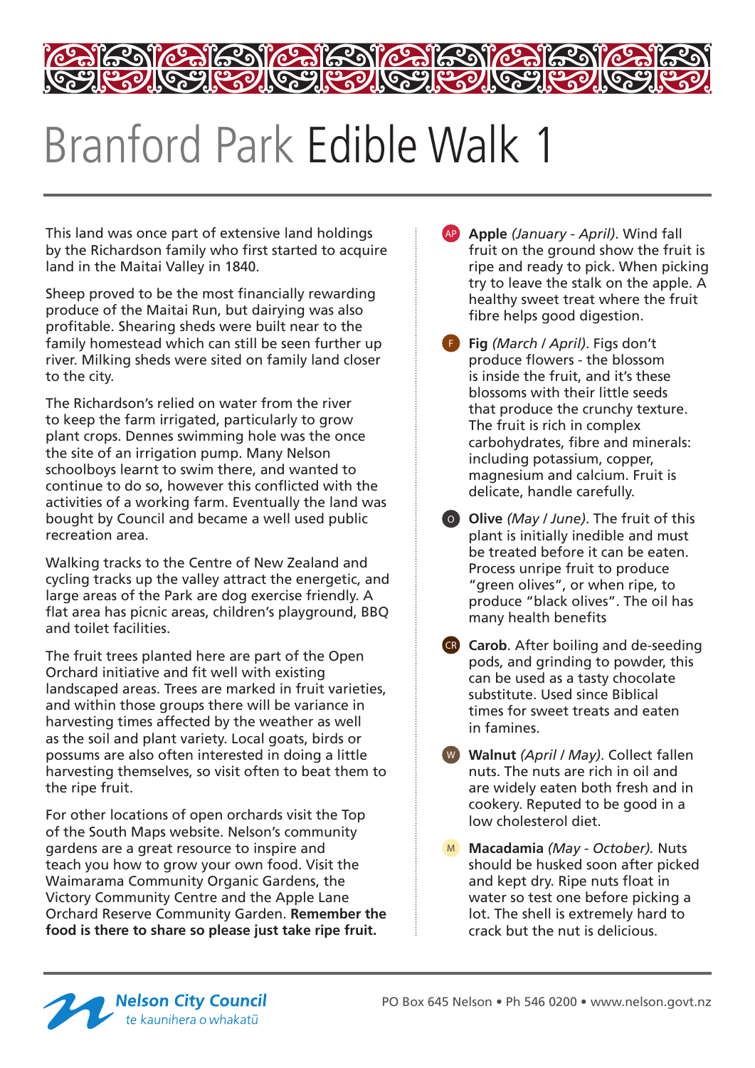# Branford Park Edible Walk 1

This land was once part of extensive land holdings by the Richardson family who first started to acquire land in the Maitai Valley in 1840.

Sheep proved to be the most financially rewarding produce of the Maitai Run, but dairying was also profitable. Shearing sheds were built near to the family homestead which can still be seen further up river. Milking sheds were sited on family land closer to the city.

The Richardson's relied on water from the river to keep the farm irrigated, particularly to grow plant crops. Dennes swimming hole was the once the site of an irrigation pump. Many Nelson schoolboys learnt to swim there, and wanted to continue to do so, however this conflicted with the activities of a working farm. Eventually the land was bought by Council and became a well used public recreation area.

Walking tracks to the Centre of New Zealand and cycling tracks up the valley attract the energetic, and large areas of the Park are dog exercise friendly. A flat area has picnic areas, children's playground, BBQ and toilet facilities.

The fruit trees planted here are part of the Open Orchard initiative and fit well with existing landscaped areas. Trees are marked in fruit varieties, and within those groups there will be variance in harvesting times affected by the weather as well as the soil and plant variety. Local goats, birds or possums are also often interested in doing a little harvesting themselves, so visit often to beat them to the ripe fruit.

For other locations of open orchards visit the Top of the South Maps website. Nelson's community gardens are a great resource to inspire and teach you how to grow your own food. Visit the Waimarama Community Organic Gardens, the Victory Community Centre and the Apple Lane Orchard Reserve Community Garden. **Remember the food is there to share so please just take ripe fruit.**

AP **Apple** *(January - April)*. Wind fall fruit on the ground show the fruit is ripe and ready to pick. When picking try to leave the stalk on the apple. A healthy sweet treat where the fruit fibre helps good digestion.

F **Fig** *(March / April)*. Figs don't produce flowers - the blossom is inside the fruit, and it's these blossoms with their little seeds that produce the crunchy texture. The fruit is rich in complex carbohydrates, fibre and minerals: including potassium, copper, magnesium and calcium. Fruit is delicate, handle carefully.

O **Olive** *(May / June)*. The fruit of this plant is initially inedible and must be treated before it can be eaten. Process unripe fruit to produce "green olives", or when ripe, to produce "black olives". The oil has many health benefits

CR **Carob**. After boiling and de-seeding pods, and grinding to powder, this can be used as a tasty chocolate substitute. Used since Biblical times for sweet treats and eaten in famines.

W **Walnut** *(April / May)*. Collect fallen nuts. The nuts are rich in oil and are widely eaten both fresh and in cookery. Reputed to be good in a low cholesterol diet.

M **Macadamia** *(May - October).* Nuts should be husked soon after picked and kept dry. Ripe nuts float in water so test one before picking a lot. The shell is extremely hard to crack but the nut is delicious.

Nelson City Council
te kaunihera o whakatū

PO Box 645 Nelson • Ph 546 0200 • www.nelson.govt.nz